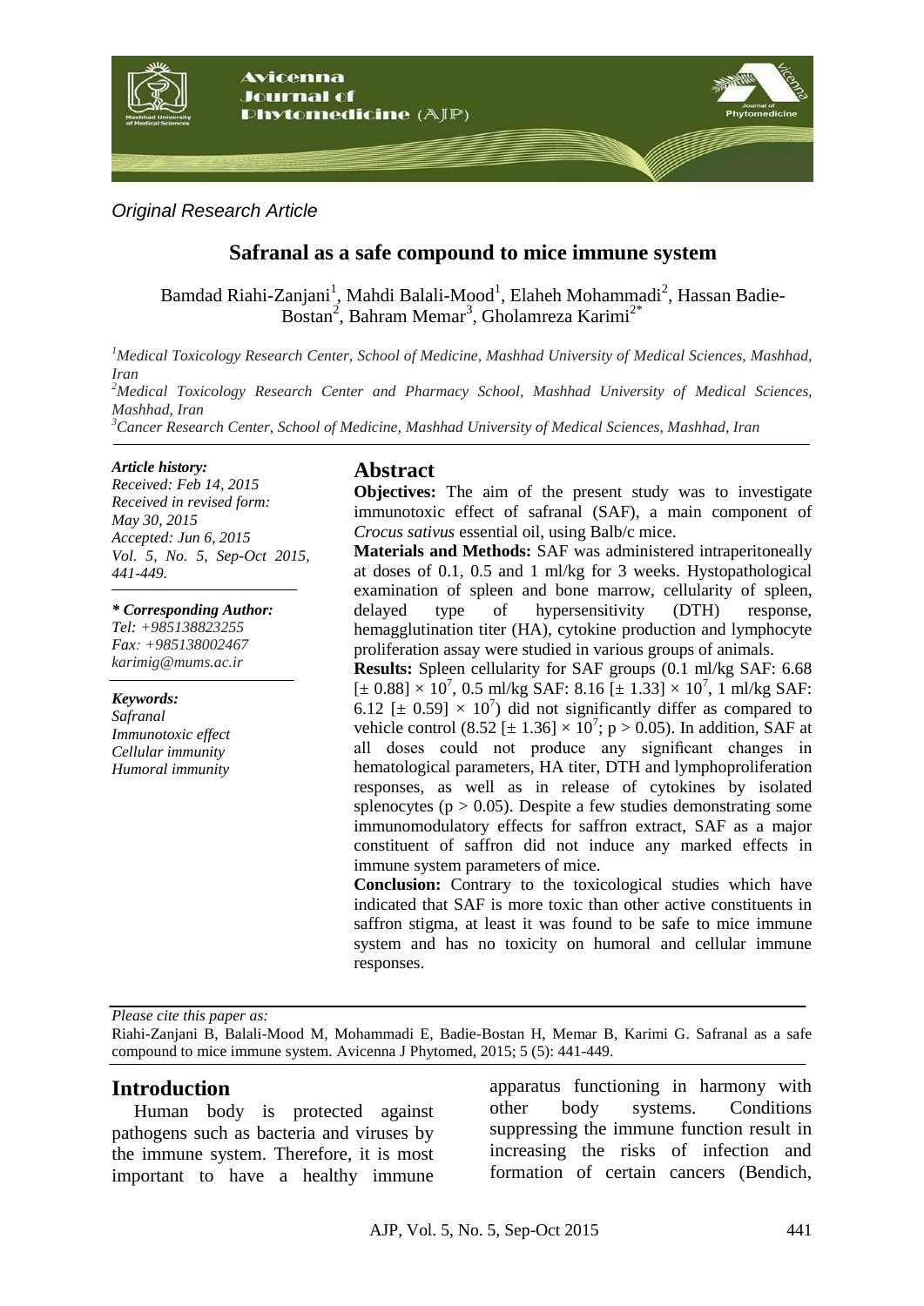*Original Research Article*

# Safranal as a safe compound to mice immune system

Bamdad Riahi-Zanjani[1], Mahdi Balali-Mood[1], Elaheh Mohammadi[2], Hassan Badie-Bostan[2], Bahram Memar[3], Gholamreza Karimi[2*]

*[1]Medical Toxicology Research Center, School of Medicine, Mashhad University of Medical Sciences, Mashhad, Iran*
*[2]Medical Toxicology Research Center and Pharmacy School, Mashhad University of Medical Sciences, Mashhad, Iran*
*[3]Cancer Research Center, School of Medicine, Mashhad University of Medical Sciences, Mashhad, Iran*

***Article history:***
*Received: Feb 14, 2015*
*Received in revised form: May 30, 2015*
*Accepted: Jun 6, 2015*
*Vol. 5, No. 5, Sep-Oct 2015, 441-449.*

***\* Corresponding Author:***
*Tel: +985138823255*
*Fax: +985138002467*
*karimig@mums.ac.ir*

***Keywords:***
*Safranal*
*Immunotoxic effect*
*Cellular immunity*
*Humoral immunity*

## Abstract

**Objectives:** The aim of the present study was to investigate immunotoxic effect of safranal (SAF), a main component of *Crocus sativus* essential oil, using Balb/c mice.

**Materials and Methods:** SAF was administered intraperitoneally at doses of 0.1, 0.5 and 1 ml/kg for 3 weeks. Histopathological examination of spleen and bone marrow, cellularity of spleen, delayed type of hypersensitivity (DTH) response, hemagglutination titer (HA), cytokine production and lymphocyte proliferation assay were studied in various groups of animals.

**Results:** Spleen cellularity for SAF groups (0.1 ml/kg SAF: 6.68 [$\pm$ 0.88] $\times 10^7$, 0.5 ml/kg SAF: 8.16 [$\pm$ 1.33] $\times 10^7$, 1 ml/kg SAF: 6.12 [$\pm$ 0.59] $\times 10^7$) did not significantly differ as compared to vehicle control (8.52 [$\pm$ 1.36] $\times 10^7$; $p > 0.05$). In addition, SAF at all doses could not produce any significant changes in hematological parameters, HA titer, DTH and lymphoproliferation responses, as well as in release of cytokines by isolated splenocytes ($p > 0.05$). Despite a few studies demonstrating some immunomodulatory effects for saffron extract, SAF as a major constituent of saffron did not induce any marked effects in immune system parameters of mice.

**Conclusion:** Contrary to the toxicological studies which have indicated that SAF is more toxic than other active constituents in saffron stigma, at least it was found to be safe to mice immune system and has no toxicity on humoral and cellular immune responses.

*Please cite this paper as:*
Riahi-Zanjani B, Balali-Mood M, Mohammadi E, Badie-Bostan H, Memar B, Karimi G. Safranal as a safe compound to mice immune system. Avicenna J Phytomed, 2015; 5 (5): 441-449.

## Introduction

Human body is protected against pathogens such as bacteria and viruses by the immune system. Therefore, it is most important to have a healthy immune apparatus functioning in harmony with other body systems. Conditions suppressing the immune function result in increasing the risks of infection and formation of certain cancers (Bendich,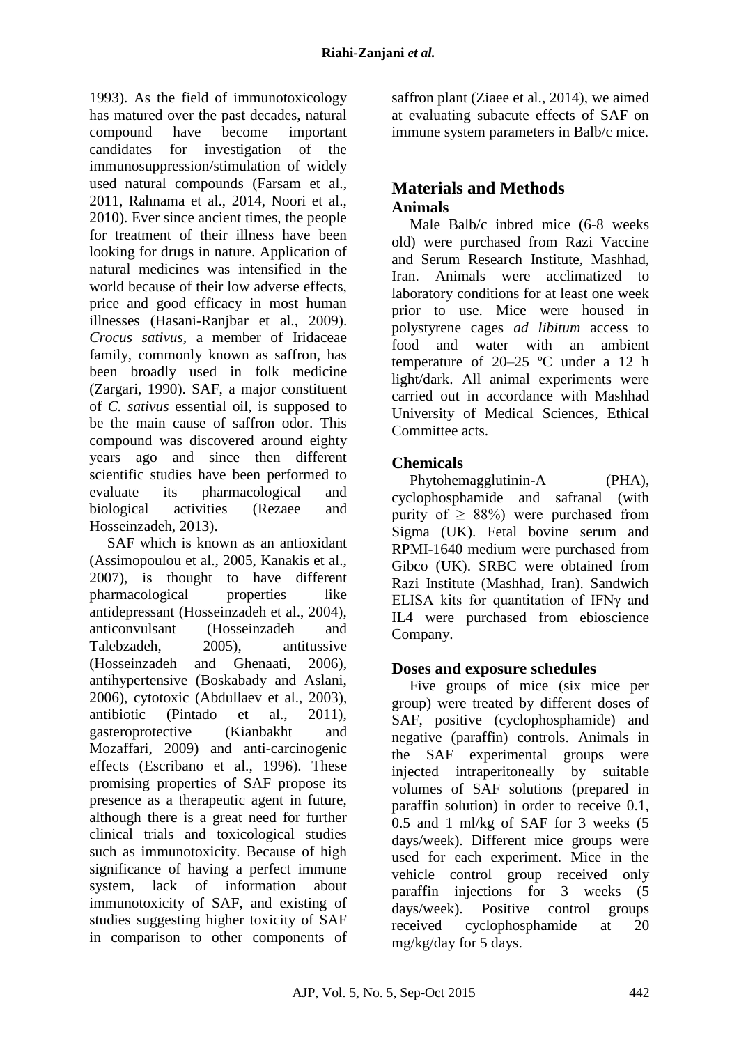1993). As the field of immunotoxicology has matured over the past decades, natural compound have become important candidates for investigation of the immunosuppression/stimulation of widely used natural compounds (Farsam et al., 2011, Rahnama et al., 2014, Noori et al., 2010). Ever since ancient times, the people for treatment of their illness have been looking for drugs in nature. Application of natural medicines was intensified in the world because of their low adverse effects, price and good efficacy in most human illnesses (Hasani-Ranjbar et al., 2009). *Crocus sativus*, a member of Iridaceae family, commonly known as saffron, has been broadly used in folk medicine (Zargari, 1990). SAF, a major constituent of *C. sativus* essential oil, is supposed to be the main cause of saffron odor. This compound was discovered around eighty years ago and since then different scientific studies have been performed to evaluate its pharmacological and biological activities (Rezaee and Hosseinzadeh, 2013).

SAF which is known as an antioxidant (Assimopoulou et al., 2005, Kanakis et al., 2007), is thought to have different pharmacological properties like antidepressant (Hosseinzadeh et al., 2004), anticonvulsant (Hosseinzadeh and Talebzadeh, 2005), antitussive (Hosseinzadeh and Ghenaati, 2006), antihypertensive (Boskabady and Aslani, 2006), cytotoxic (Abdullaev et al., 2003), antibiotic (Pintado et al., 2011), gasteroprotective (Kianbakht and Mozaffari, 2009) and anti-carcinogenic effects (Escribano et al., 1996). These promising properties of SAF propose its presence as a therapeutic agent in future, although there is a great need for further clinical trials and toxicological studies such as immunotoxicity. Because of high significance of having a perfect immune system, lack of information about immunotoxicity of SAF, and existing of studies suggesting higher toxicity of SAF in comparison to other components of saffron plant (Ziaee et al., 2014), we aimed at evaluating subacute effects of SAF on immune system parameters in Balb/c mice.

## Materials and Methods

### Animals

Male Balb/c inbred mice (6-8 weeks old) were purchased from Razi Vaccine and Serum Research Institute, Mashhad, Iran. Animals were acclimatized to laboratory conditions for at least one week prior to use. Mice were housed in polystyrene cages *ad libitum* access to food and water with an ambient temperature of 20–25 ºC under a 12 h light/dark. All animal experiments were carried out in accordance with Mashhad University of Medical Sciences, Ethical Committee acts.

### Chemicals

Phytohemagglutinin-A (PHA), cyclophosphamide and safranal (with purity of ≥ 88%) were purchased from Sigma (UK). Fetal bovine serum and RPMI-1640 medium were purchased from Gibco (UK). SRBC were obtained from Razi Institute (Mashhad, Iran). Sandwich ELISA kits for quantitation of IFNγ and IL4 were purchased from ebioscience Company.

### Doses and exposure schedules

Five groups of mice (six mice per group) were treated by different doses of SAF, positive (cyclophosphamide) and negative (paraffin) controls. Animals in the SAF experimental groups were injected intraperitoneally by suitable volumes of SAF solutions (prepared in paraffin solution) in order to receive 0.1, 0.5 and 1 ml/kg of SAF for 3 weeks (5 days/week). Different mice groups were used for each experiment. Mice in the vehicle control group received only paraffin injections for 3 weeks (5 days/week). Positive control groups received cyclophosphamide at 20 mg/kg/day for 5 days.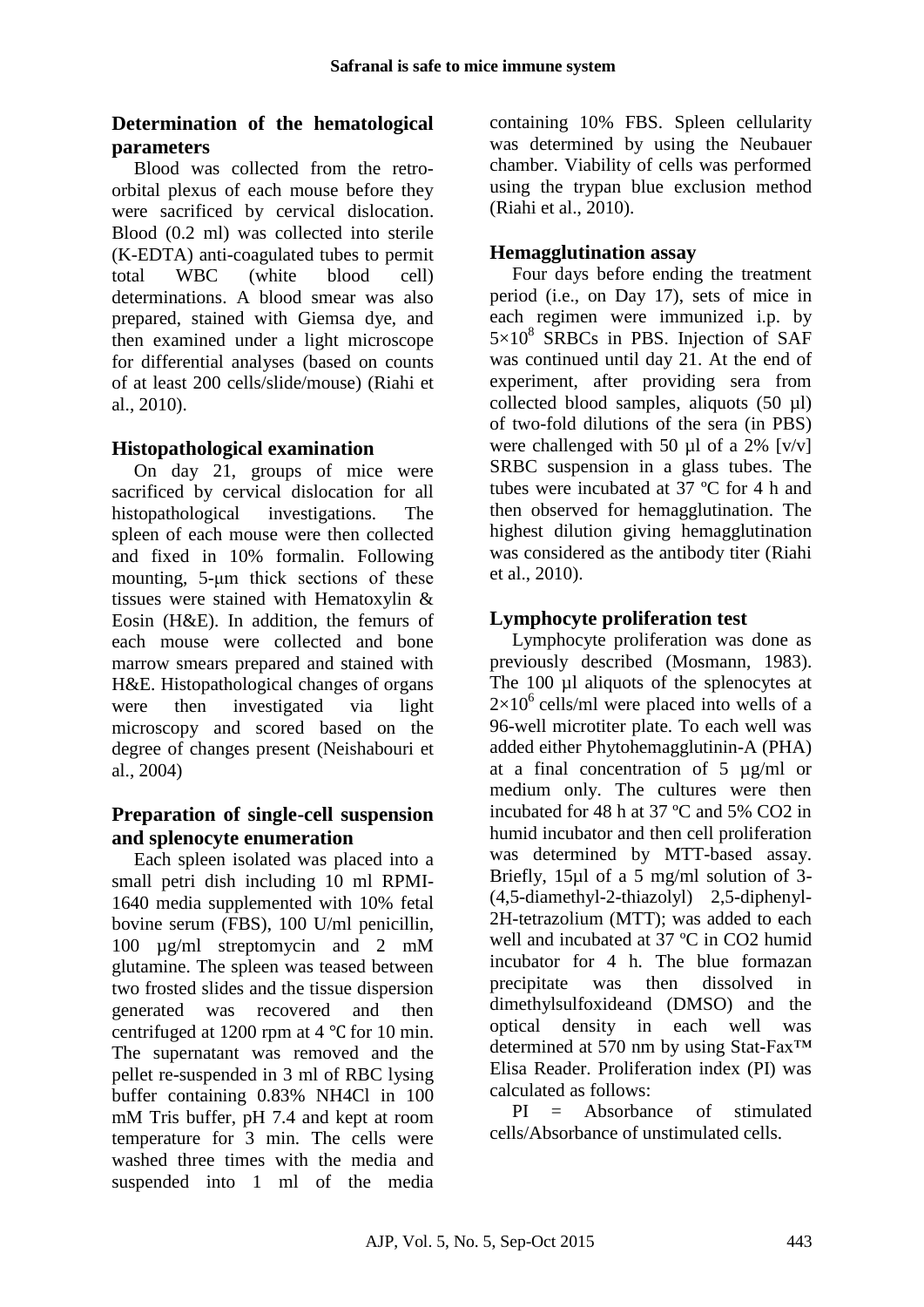### Determination of the hematological parameters

Blood was collected from the retro-orbital plexus of each mouse before they were sacrificed by cervical dislocation. Blood (0.2 ml) was collected into sterile (K-EDTA) anti-coagulated tubes to permit total WBC (white blood cell) determinations. A blood smear was also prepared, stained with Giemsa dye, and then examined under a light microscope for differential analyses (based on counts of at least 200 cells/slide/mouse) (Riahi et al., 2010).

### Histopathological examination

On day 21, groups of mice were sacrificed by cervical dislocation for all histopathological investigations. The spleen of each mouse were then collected and fixed in 10% formalin. Following mounting, 5-μm thick sections of these tissues were stained with Hematoxylin & Eosin (H&E). In addition, the femurs of each mouse were collected and bone marrow smears prepared and stained with H&E. Histopathological changes of organs were then investigated via light microscopy and scored based on the degree of changes present (Neishabouri et al., 2004)

### Preparation of single-cell suspension and splenocyte enumeration

Each spleen isolated was placed into a small petri dish including 10 ml RPMI-1640 media supplemented with 10% fetal bovine serum (FBS), 100 U/ml penicillin, 100 µg/ml streptomycin and 2 mM glutamine. The spleen was teased between two frosted slides and the tissue dispersion generated was recovered and then centrifuged at 1200 rpm at 4 ℃ for 10 min. The supernatant was removed and the pellet re-suspended in 3 ml of RBC lysing buffer containing 0.83% $NH_4Cl$ in 100 mM Tris buffer, pH 7.4 and kept at room temperature for 3 min. The cells were washed three times with the media and suspended into 1 ml of the media containing 10% FBS. Spleen cellularity was determined by using the Neubauer chamber. Viability of cells was performed using the trypan blue exclusion method (Riahi et al., 2010).

### Hemagglutination assay

Four days before ending the treatment period (i.e., on Day 17), sets of mice in each regimen were immunized i.p. by $5\times10^8$ SRBCs in PBS. Injection of SAF was continued until day 21. At the end of experiment, after providing sera from collected blood samples, aliquots (50 µl) of two-fold dilutions of the sera (in PBS) were challenged with 50 µl of a 2% [v/v] SRBC suspension in a glass tubes. The tubes were incubated at 37 ºC for 4 h and then observed for hemagglutination. The highest dilution giving hemagglutination was considered as the antibody titer (Riahi et al., 2010).

### Lymphocyte proliferation test

Lymphocyte proliferation was done as previously described (Mosmann, 1983). The 100 µl aliquots of the splenocytes at $2\times10^6$ cells/ml were placed into wells of a 96-well microtiter plate. To each well was added either Phytohemagglutinin-A (PHA) at a final concentration of 5 µg/ml or medium only. The cultures were then incubated for 48 h at 37 ºC and 5% $CO_2$ in humid incubator and then cell proliferation was determined by MTT-based assay. Briefly, 15µl of a 5 mg/ml solution of 3-(4,5-diamethyl-2-thiazolyl) 2,5-diphenyl-2H-tetrazolium (MTT); was added to each well and incubated at 37 ºC in $CO_2$ humid incubator for 4 h. The blue formazan precipitate was then dissolved in dimethylsulfoxideand (DMSO) and the optical density in each well was determined at 570 nm by using Stat-Fax™ Elisa Reader. Proliferation index (PI) was calculated as follows:

PI = Absorbance of stimulated cells/Absorbance of unstimulated cells.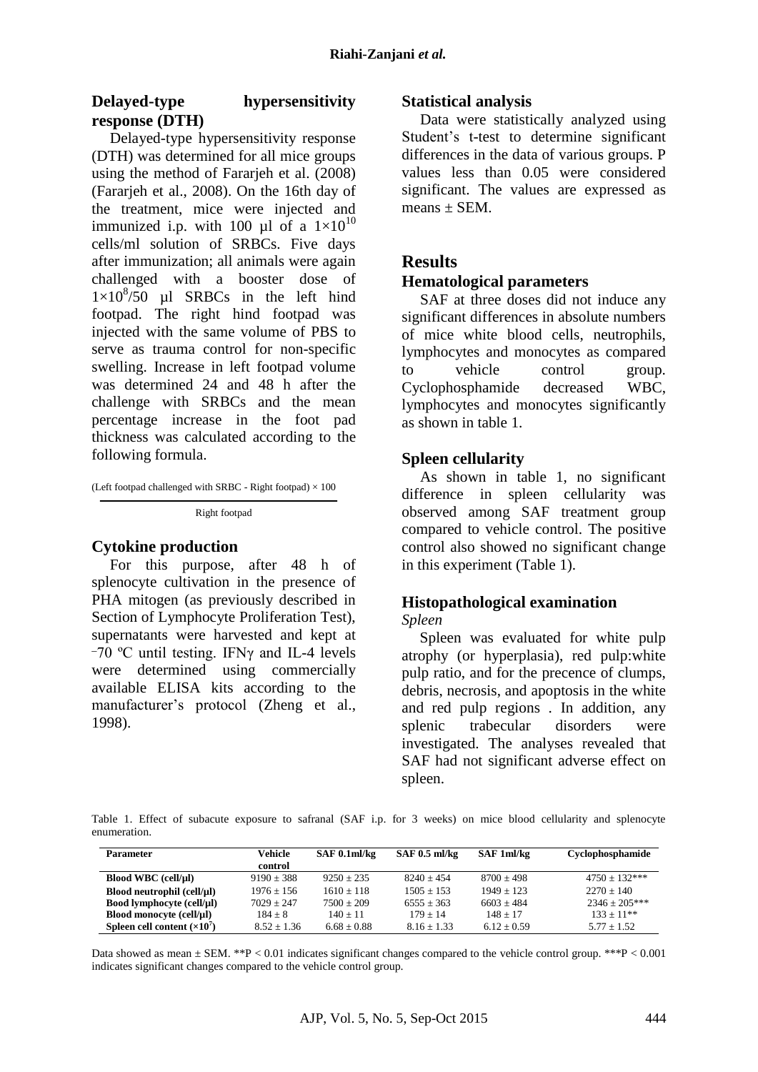## Delayed-type hypersensitivity response (DTH)

Delayed-type hypersensitivity response (DTH) was determined for all mice groups using the method of Fararjeh et al. (2008) (Fararjeh et al., 2008). On the 16th day of the treatment, mice were injected and immunized i.p. with 100 µl of a $1\times10^{10}$ cells/ml solution of SRBCs. Five days after immunization; all animals were again challenged with a booster dose of $1\times10^{8}$/50 µl SRBCs in the left hind footpad. The right hind footpad was injected with the same volume of PBS to serve as trauma control for non-specific swelling. Increase in left footpad volume was determined 24 and 48 h after the challenge with SRBCs and the mean percentage increase in the foot pad thickness was calculated according to the following formula.

$$\frac{(\text{Left footpad challenged with SRBC - Right footpad}) \times 100}{\text{Right footpad}}$$

## Cytokine production

For this purpose, after 48 h of splenocyte cultivation in the presence of PHA mitogen (as previously described in Section of Lymphocyte Proliferation Test), supernatants were harvested and kept at −70 ºC until testing. IFNγ and IL-4 levels were determined using commercially available ELISA kits according to the manufacturer's protocol (Zheng et al., 1998).

## Statistical analysis

Data were statistically analyzed using Student's t-test to determine significant differences in the data of various groups. P values less than 0.05 were considered significant. The values are expressed as means ± SEM.

# Results

## Hematological parameters

SAF at three doses did not induce any significant differences in absolute numbers of mice white blood cells, neutrophils, lymphocytes and monocytes as compared to vehicle control group. Cyclophosphamide decreased WBC, lymphocytes and monocytes significantly as shown in table 1.

## Spleen cellularity

As shown in table 1, no significant difference in spleen cellularity was observed among SAF treatment group compared to vehicle control. The positive control also showed no significant change in this experiment (Table 1).

## Histopathological examination

*Spleen*

Spleen was evaluated for white pulp atrophy (or hyperplasia), red pulp:white pulp ratio, and for the precence of clumps, debris, necrosis, and apoptosis in the white and red pulp regions . In addition, any splenic trabecular disorders were investigated. The analyses revealed that SAF had not significant adverse effect on spleen.

Table 1. Effect of subacute exposure to safranal (SAF i.p. for 3 weeks) on mice blood cellularity and splenocyte enumeration.

| Parameter | Vehicle control | SAF 0.1ml/kg | SAF 0.5 ml/kg | SAF 1ml/kg | Cyclophosphamide |
|---|---|---|---|---|---|
| **Blood WBC (cell/µl)** | 9190 ± 388 | 9250 ± 235 | 8240 ± 454 | 8700 ± 498 | 4750 ± 132*** |
| **Blood neutrophil (cell/µl)** | 1976 ± 156 | 1610 ± 118 | 1505 ± 153 | 1949 ± 123 | 2270 ± 140 |
| **Bood lymphocyte (cell/µl)** | 7029 ± 247 | 7500 ± 209 | 6555 ± 363 | 6603 ± 484 | 2346 ± 205*** |
| **Blood monocyte (cell/µl)** | 184 ± 8 | 140 ± 11 | 179 ± 14 | 148 ± 17 | 133 ± 11** |
| **Spleen cell content ($\times10^{7}$)** | 8.52 ± 1.36 | 6.68 ± 0.88 | 8.16 ± 1.33 | 6.12 ± 0.59 | 5.77 ± 1.52 |

Data showed as mean ± SEM. **P < 0.01 indicates significant changes compared to the vehicle control group. ***P < 0.001 indicates significant changes compared to the vehicle control group.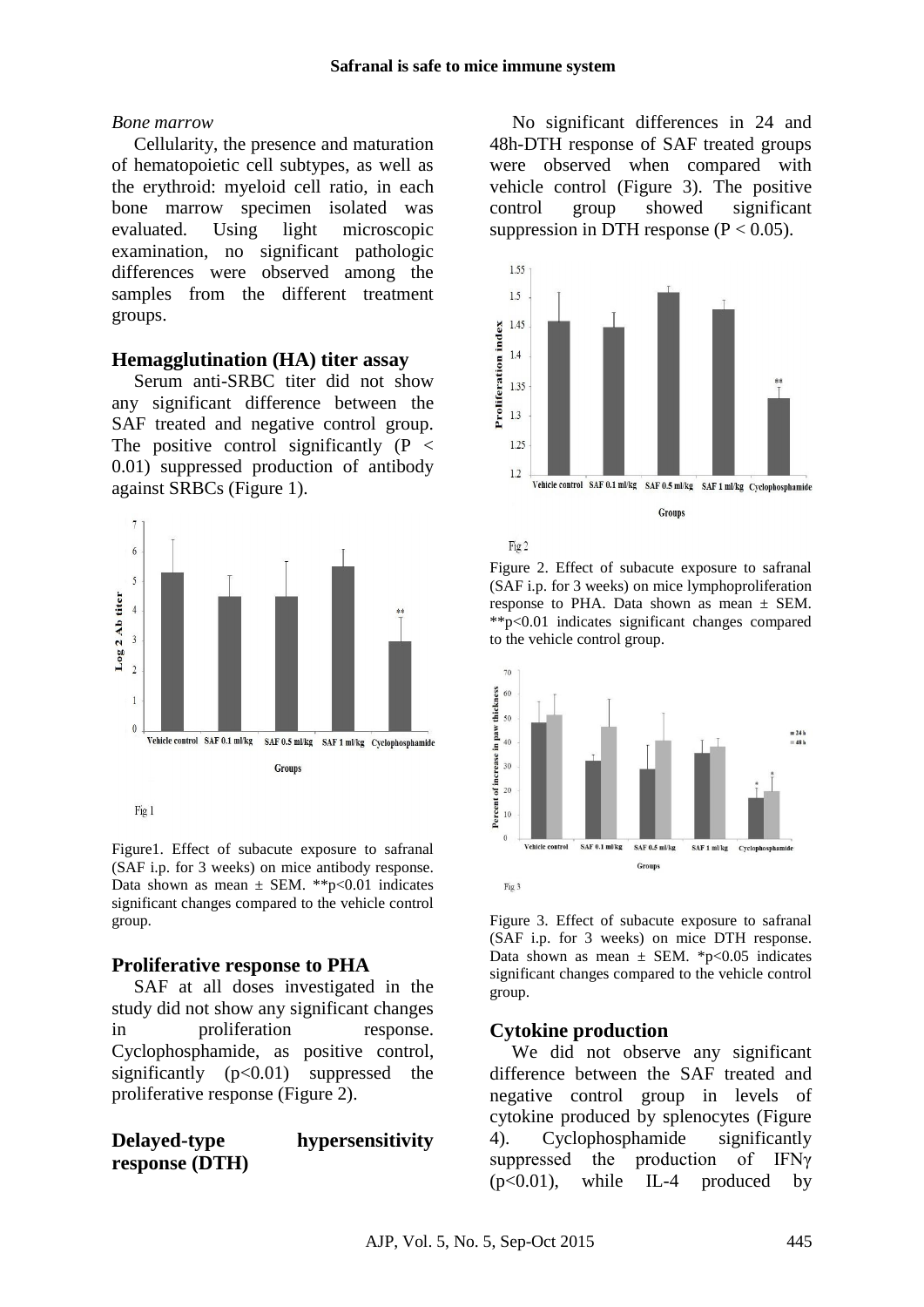*Bone marrow*

Cellularity, the presence and maturation of hematopoietic cell subtypes, as well as the erythroid: myeloid cell ratio, in each bone marrow specimen isolated was evaluated. Using light microscopic examination, no significant pathologic differences were observed among the samples from the different treatment groups.

### Hemagglutination (HA) titer assay

Serum anti-SRBC titer did not show any significant difference between the SAF treated and negative control group. The positive control significantly ($P < 0.01$) suppressed production of antibody against SRBCs (Figure 1).

Fig 1

Figure1. Effect of subacute exposure to safranal (SAF i.p. for 3 weeks) on mice antibody response. Data shown as mean ± SEM. **$p<0.01$ indicates significant changes compared to the vehicle control group.

### Proliferative response to PHA

SAF at all doses investigated in the study did not show any significant changes in proliferation response. Cyclophosphamide, as positive control, significantly ($p<0.01$) suppressed the proliferative response (Figure 2).

### Delayed-type hypersensitivity response (DTH)

No significant differences in 24 and 48h-DTH response of SAF treated groups were observed when compared with vehicle control (Figure 3). The positive control group showed significant suppression in DTH response ($P < 0.05$).

Fig 2

Figure 2. Effect of subacute exposure to safranal (SAF i.p. for 3 weeks) on mice lymphoproliferation response to PHA. Data shown as mean ± SEM. **$p<0.01$ indicates significant changes compared to the vehicle control group.

Fig 3

Figure 3. Effect of subacute exposure to safranal (SAF i.p. for 3 weeks) on mice DTH response. Data shown as mean ± SEM. *$p<0.05$ indicates significant changes compared to the vehicle control group.

### Cytokine production

We did not observe any significant difference between the SAF treated and negative control group in levels of cytokine produced by splenocytes (Figure 4). Cyclophosphamide significantly suppressed the production of IFNγ ($p<0.01$), while IL-4 produced by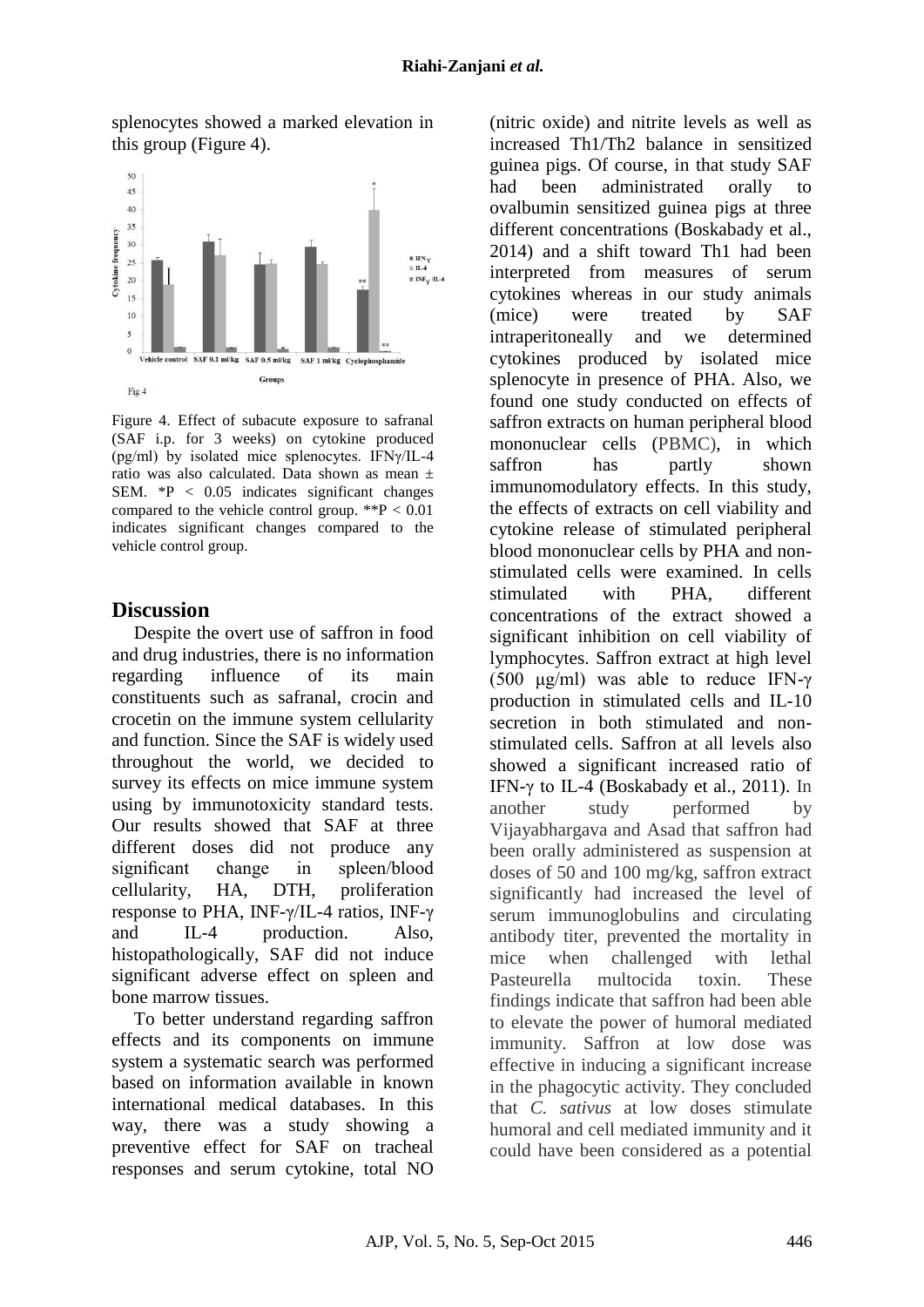splenocytes showed a marked elevation in this group (Figure 4).

Figure 4. Effect of subacute exposure to safranal (SAF i.p. for 3 weeks) on cytokine produced (pg/ml) by isolated mice splenocytes. IFNγ/IL-4 ratio was also calculated. Data shown as mean ± SEM. *P < 0.05 indicates significant changes compared to the vehicle control group. **P < 0.01 indicates significant changes compared to the vehicle control group.

## Discussion

Despite the overt use of saffron in food and drug industries, there is no information regarding influence of its main constituents such as safranal, crocin and crocetin on the immune system cellularity and function. Since the SAF is widely used throughout the world, we decided to survey its effects on mice immune system using by immunotoxicity standard tests. Our results showed that SAF at three different doses did not produce any significant change in spleen/blood cellularity, HA, DTH, proliferation response to PHA, INF-γ/IL-4 ratios, INF-γ and IL-4 production. Also, histopathologically, SAF did not induce significant adverse effect on spleen and bone marrow tissues.

To better understand regarding saffron effects and its components on immune system a systematic search was performed based on information available in known international medical databases. In this way, there was a study showing a preventive effect for SAF on tracheal responses and serum cytokine, total NO (nitric oxide) and nitrite levels as well as increased Th1/Th2 balance in sensitized guinea pigs. Of course, in that study SAF had been administrated orally to ovalbumin sensitized guinea pigs at three different concentrations (Boskabady et al., 2014) and a shift toward Th1 had been interpreted from measures of serum cytokines whereas in our study animals (mice) were treated by SAF intraperitoneally and we determined cytokines produced by isolated mice splenocyte in presence of PHA. Also, we found one study conducted on effects of saffron extracts on human peripheral blood mononuclear cells (PBMC), in which saffron has partly shown immunomodulatory effects. In this study, the effects of extracts on cell viability and cytokine release of stimulated peripheral blood mononuclear cells by PHA and non-stimulated cells were examined. In cells stimulated with PHA, different concentrations of the extract showed a significant inhibition on cell viability of lymphocytes. Saffron extract at high level (500 μg/ml) was able to reduce IFN-γ production in stimulated cells and IL-10 secretion in both stimulated and non-stimulated cells. Saffron at all levels also showed a significant increased ratio of IFN-γ to IL-4 (Boskabady et al., 2011). In another study performed by Vijayabhargava and Asad that saffron had been orally administered as suspension at doses of 50 and 100 mg/kg, saffron extract significantly had increased the level of serum immunoglobulins and circulating antibody titer, prevented the mortality in mice when challenged with lethal Pasteurella multocida toxin. These findings indicate that saffron had been able to elevate the power of humoral mediated immunity. Saffron at low dose was effective in inducing a significant increase in the phagocytic activity. They concluded that *C. sativus* at low doses stimulate humoral and cell mediated immunity and it could have been considered as a potential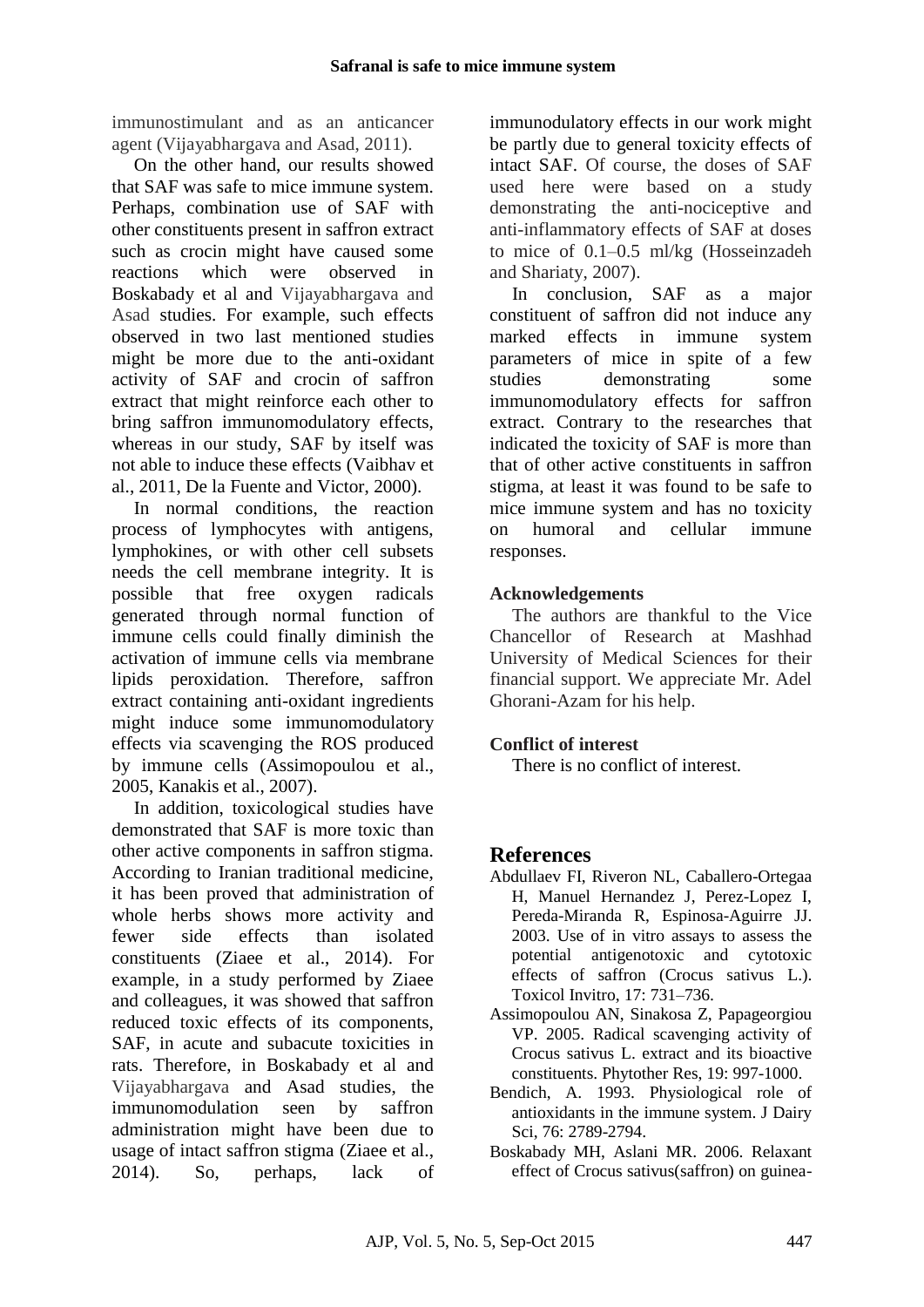immunostimulant and as an anticancer agent (Vijayabhargava and Asad, 2011).

On the other hand, our results showed that SAF was safe to mice immune system. Perhaps, combination use of SAF with other constituents present in saffron extract such as crocin might have caused some reactions which were observed in Boskabady et al and Vijayabhargava and Asad studies. For example, such effects observed in two last mentioned studies might be more due to the anti-oxidant activity of SAF and crocin of saffron extract that might reinforce each other to bring saffron immunomodulatory effects, whereas in our study, SAF by itself was not able to induce these effects (Vaibhav et al., 2011, De la Fuente and Victor, 2000).

In normal conditions, the reaction process of lymphocytes with antigens, lymphokines, or with other cell subsets needs the cell membrane integrity. It is possible that free oxygen radicals generated through normal function of immune cells could finally diminish the activation of immune cells via membrane lipids peroxidation. Therefore, saffron extract containing anti-oxidant ingredients might induce some immunomodulatory effects via scavenging the ROS produced by immune cells (Assimopoulou et al., 2005, Kanakis et al., 2007).

In addition, toxicological studies have demonstrated that SAF is more toxic than other active components in saffron stigma. According to Iranian traditional medicine, it has been proved that administration of whole herbs shows more activity and fewer side effects than isolated constituents (Ziaee et al., 2014). For example, in a study performed by Ziaee and colleagues, it was showed that saffron reduced toxic effects of its components, SAF, in acute and subacute toxicities in rats. Therefore, in Boskabady et al and Vijayabhargava and Asad studies, the immunomodulation seen by saffron administration might have been due to usage of intact saffron stigma (Ziaee et al., 2014). So, perhaps, lack of immunodulatory effects in our work might be partly due to general toxicity effects of intact SAF. Of course, the doses of SAF used here were based on a study demonstrating the anti-nociceptive and anti-inflammatory effects of SAF at doses to mice of 0.1–0.5 ml/kg (Hosseinzadeh and Shariaty, 2007).

In conclusion, SAF as a major constituent of saffron did not induce any marked effects in immune system parameters of mice in spite of a few studies demonstrating some immunomodulatory effects for saffron extract. Contrary to the researches that indicated the toxicity of SAF is more than that of other active constituents in saffron stigma, at least it was found to be safe to mice immune system and has no toxicity on humoral and cellular immune responses.

### Acknowledgements

The authors are thankful to the Vice Chancellor of Research at Mashhad University of Medical Sciences for their financial support. We appreciate Mr. Adel Ghorani-Azam for his help.

### Conflict of interest

There is no conflict of interest.

## References

Abdullaev FI, Riveron NL, Caballero-Ortegaa H, Manuel Hernandez J, Perez-Lopez I, Pereda-Miranda R, Espinosa-Aguirre JJ. 2003. Use of in vitro assays to assess the potential antigenotoxic and cytotoxic effects of saffron (Crocus sativus L.). Toxicol Invitro, 17: 731–736.

Assimopoulou AN, Sinakosa Z, Papageorgiou VP. 2005. Radical scavenging activity of Crocus sativus L. extract and its bioactive constituents. Phytother Res, 19: 997-1000.

Bendich, A. 1993. Physiological role of antioxidants in the immune system. J Dairy Sci, 76: 2789-2794.

Boskabady MH, Aslani MR. 2006. Relaxant effect of Crocus sativus(saffron) on guinea-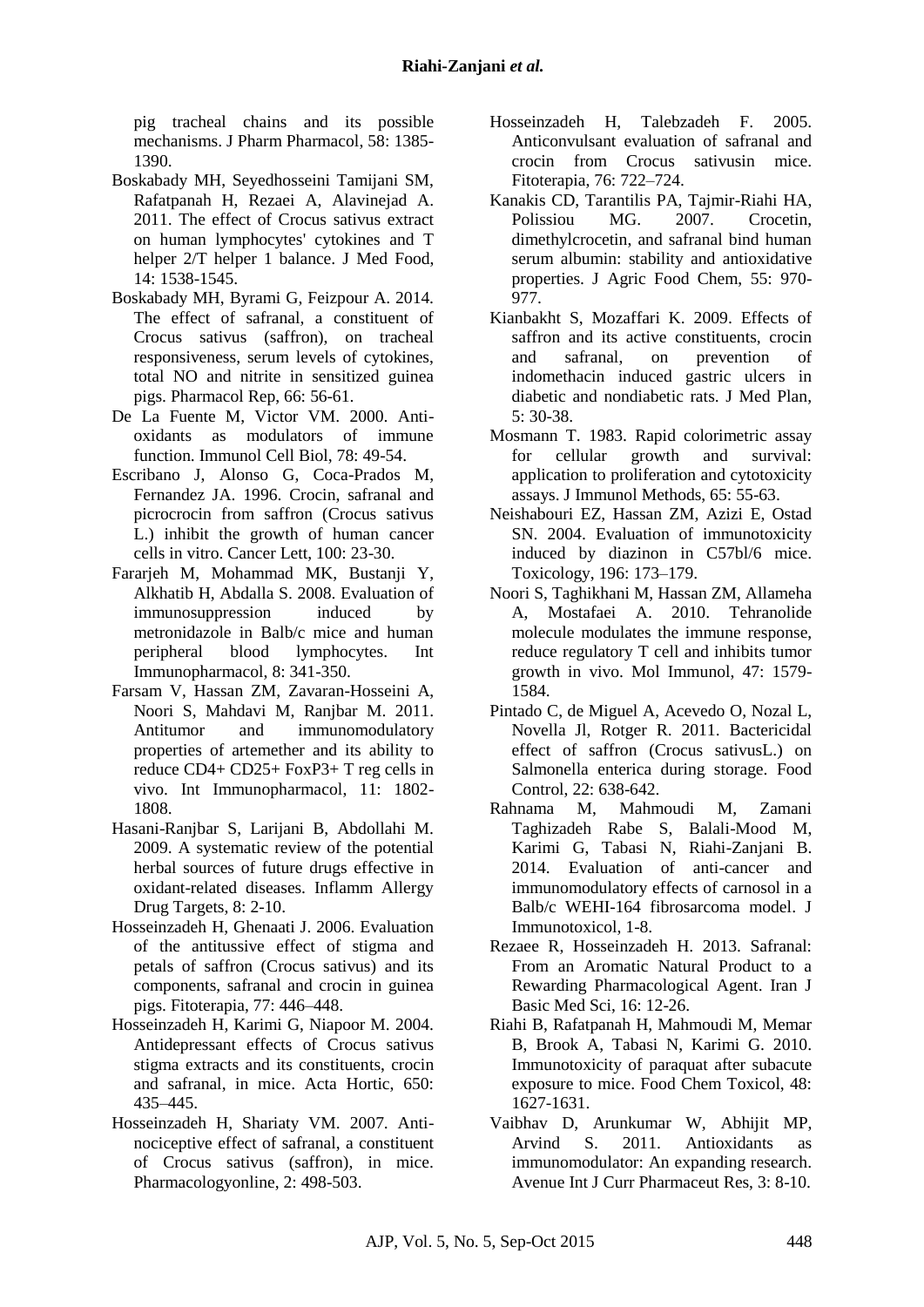pig tracheal chains and its possible mechanisms. J Pharm Pharmacol, 58: 1385-1390.

Boskabady MH, Seyedhosseini Tamijani SM, Rafatpanah H, Rezaei A, Alavinejad A. 2011. The effect of Crocus sativus extract on human lymphocytes' cytokines and T helper 2/T helper 1 balance. J Med Food, 14: 1538-1545.

Boskabady MH, Byrami G, Feizpour A. 2014. The effect of safranal, a constituent of Crocus sativus (saffron), on tracheal responsiveness, serum levels of cytokines, total NO and nitrite in sensitized guinea pigs. Pharmacol Rep, 66: 56-61.

De La Fuente M, Victor VM. 2000. Anti-oxidants as modulators of immune function. Immunol Cell Biol, 78: 49-54.

Escribano J, Alonso G, Coca-Prados M, Fernandez JA. 1996. Crocin, safranal and picrocrocin from saffron (Crocus sativus L.) inhibit the growth of human cancer cells in vitro. Cancer Lett, 100: 23-30.

Fararjeh M, Mohammad MK, Bustanji Y, Alkhatib H, Abdalla S. 2008. Evaluation of immunosuppression induced by metronidazole in Balb/c mice and human peripheral blood lymphocytes. Int Immunopharmacol, 8: 341-350.

Farsam V, Hassan ZM, Zavaran-Hosseini A, Noori S, Mahdavi M, Ranjbar M. 2011. Antitumor and immunomodulatory properties of artemether and its ability to reduce CD4+ CD25+ FoxP3+ T reg cells in vivo. Int Immunopharmacol, 11: 1802-1808.

Hasani-Ranjbar S, Larijani B, Abdollahi M. 2009. A systematic review of the potential herbal sources of future drugs effective in oxidant-related diseases. Inflamm Allergy Drug Targets, 8: 2-10.

Hosseinzadeh H, Ghenaati J. 2006. Evaluation of the antitussive effect of stigma and petals of saffron (Crocus sativus) and its components, safranal and crocin in guinea pigs. Fitoterapia, 77: 446–448.

Hosseinzadeh H, Karimi G, Niapoor M. 2004. Antidepressant effects of Crocus sativus stigma extracts and its constituents, crocin and safranal, in mice. Acta Hortic, 650: 435–445.

Hosseinzadeh H, Shariaty VM. 2007. Anti-nociceptive effect of safranal, a constituent of Crocus sativus (saffron), in mice. Pharmacologyonline, 2: 498-503.

Hosseinzadeh H, Talebzadeh F. 2005. Anticonvulsant evaluation of safranal and crocin from Crocus sativusin mice. Fitoterapia, 76: 722–724.

Kanakis CD, Tarantilis PA, Tajmir-Riahi HA, Polissiou MG. 2007. Crocetin, dimethylcrocetin, and safranal bind human serum albumin: stability and antioxidative properties. J Agric Food Chem, 55: 970-977.

Kianbakht S, Mozaffari K. 2009. Effects of saffron and its active constituents, crocin and safranal, on prevention of indomethacin induced gastric ulcers in diabetic and nondiabetic rats. J Med Plan, 5: 30-38.

Mosmann T. 1983. Rapid colorimetric assay for cellular growth and survival: application to proliferation and cytotoxicity assays. J Immunol Methods, 65: 55-63.

Neishabouri EZ, Hassan ZM, Azizi E, Ostad SN. 2004. Evaluation of immunotoxicity induced by diazinon in C57bl/6 mice. Toxicology, 196: 173–179.

Noori S, Taghikhani M, Hassan ZM, Allameha A, Mostafaei A. 2010. Tehranolide molecule modulates the immune response, reduce regulatory T cell and inhibits tumor growth in vivo. Mol Immunol, 47: 1579-1584.

Pintado C, de Miguel A, Acevedo O, Nozal L, Novella Jl, Rotger R. 2011. Bactericidal effect of saffron (Crocus sativusL.) on Salmonella enterica during storage. Food Control, 22: 638-642.

Rahnama M, Mahmoudi M, Zamani Taghizadeh Rabe S, Balali-Mood M, Karimi G, Tabasi N, Riahi-Zanjani B. 2014. Evaluation of anti-cancer and immunomodulatory effects of carnosol in a Balb/c WEHI-164 fibrosarcoma model. J Immunotoxicol, 1-8.

Rezaee R, Hosseinzadeh H. 2013. Safranal: From an Aromatic Natural Product to a Rewarding Pharmacological Agent. Iran J Basic Med Sci, 16: 12-26.

Riahi B, Rafatpanah H, Mahmoudi M, Memar B, Brook A, Tabasi N, Karimi G. 2010. Immunotoxicity of paraquat after subacute exposure to mice. Food Chem Toxicol, 48: 1627-1631.

Vaibhav D, Arunkumar W, Abhijit MP, Arvind S. 2011. Antioxidants as immunomodulator: An expanding research. Avenue Int J Curr Pharmaceut Res, 3: 8-10.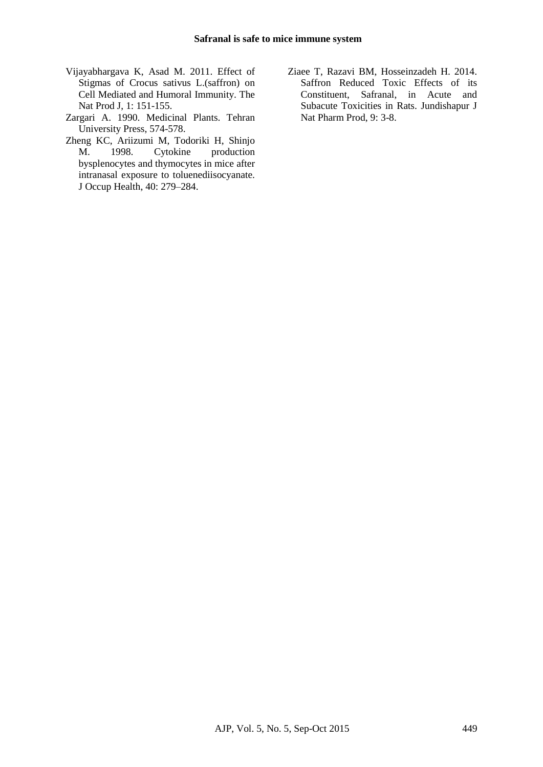Vijayabhargava K, Asad M. 2011. Effect of Stigmas of Crocus sativus L.(saffron) on Cell Mediated and Humoral Immunity. The Nat Prod J, 1: 151-155.

Zargari A. 1990. Medicinal Plants. Tehran University Press, 574-578.

Zheng KC, Ariizumi M, Todoriki H, Shinjo M. 1998. Cytokine production bysplenocytes and thymocytes in mice after intranasal exposure to toluenediisocyanate. J Occup Health, 40: 279–284.

Ziaee T, Razavi BM, Hosseinzadeh H. 2014. Saffron Reduced Toxic Effects of its Constituent, Safranal, in Acute and Subacute Toxicities in Rats. Jundishapur J Nat Pharm Prod, 9: 3-8.